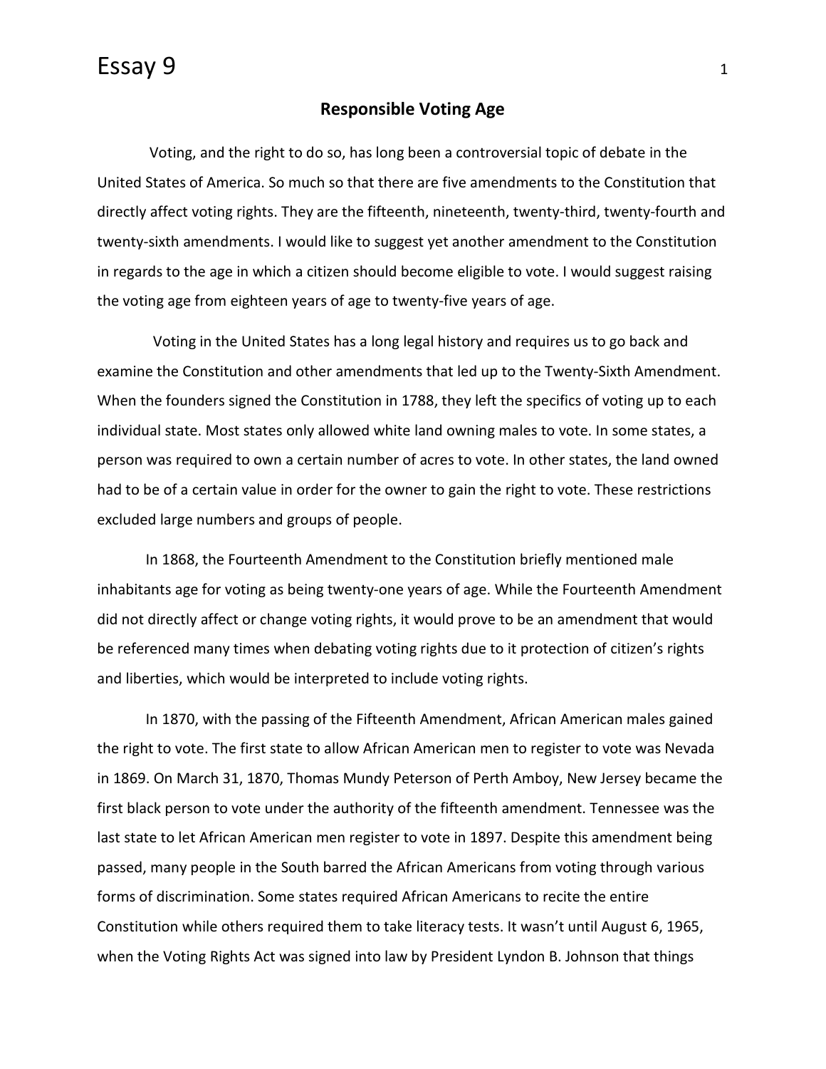## Responsible Voting Age

Voting, and the right to do so, has long been a controversial topic of debate in the United States of America. So much so that there are five amendments to the Constitution that directly affect voting rights. They are the fifteenth, nineteenth, twenty-third, twenty-fourth and twenty-sixth amendments. I would like to suggest yet another amendment to the Constitution in regards to the age in which a citizen should become eligible to vote. I would suggest raising the voting age from eighteen years of age to twenty-five years of age.

Voting in the United States has a long legal history and requires us to go back and examine the Constitution and other amendments that led up to the Twenty-Sixth Amendment. When the founders signed the Constitution in 1788, they left the specifics of voting up to each individual state. Most states only allowed white land owning males to vote. In some states, a person was required to own a certain number of acres to vote. In other states, the land owned had to be of a certain value in order for the owner to gain the right to vote. These restrictions excluded large numbers and groups of people.

In 1868, the Fourteenth Amendment to the Constitution briefly mentioned male inhabitants age for voting as being twenty-one years of age. While the Fourteenth Amendment did not directly affect or change voting rights, it would prove to be an amendment that would be referenced many times when debating voting rights due to it protection of citizen's rights and liberties, which would be interpreted to include voting rights.

In 1870, with the passing of the Fifteenth Amendment, African American males gained the right to vote. The first state to allow African American men to register to vote was Nevada in 1869. On March 31, 1870, Thomas Mundy Peterson of Perth Amboy, New Jersey became the first black person to vote under the authority of the fifteenth amendment. Tennessee was the last state to let African American men register to vote in 1897. Despite this amendment being passed, many people in the South barred the African Americans from voting through various forms of discrimination. Some states required African Americans to recite the entire Constitution while others required them to take literacy tests. It wasn't until August 6, 1965, when the Voting Rights Act was signed into law by President Lyndon B. Johnson that things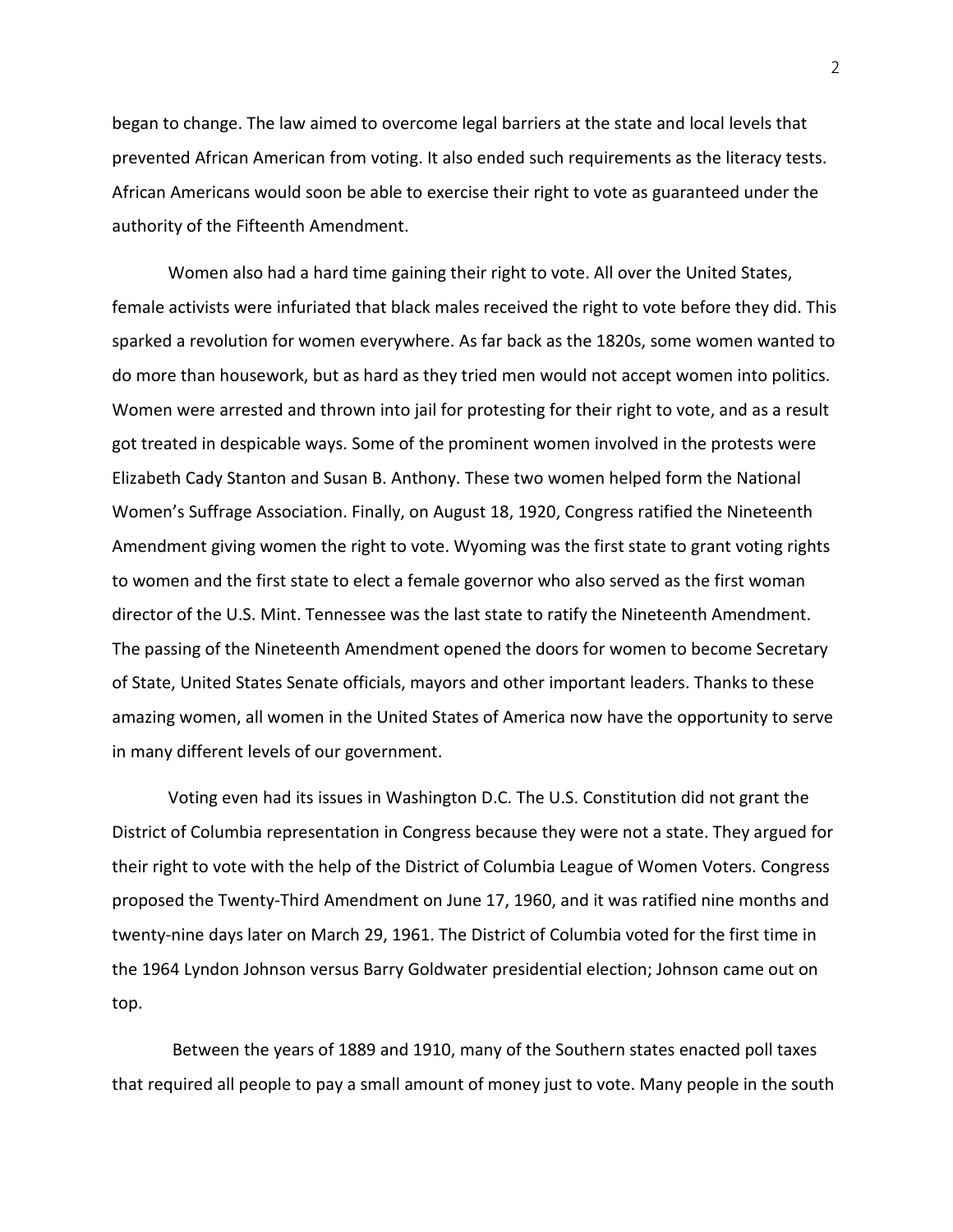began to change. The law aimed to overcome legal barriers at the state and local levels that prevented African American from voting. It also ended such requirements as the literacy tests. African Americans would soon be able to exercise their right to vote as guaranteed under the authority of the Fifteenth Amendment.

Women also had a hard time gaining their right to vote. All over the United States, female activists were infuriated that black males received the right to vote before they did. This sparked a revolution for women everywhere. As far back as the 1820s, some women wanted to do more than housework, but as hard as they tried men would not accept women into politics. Women were arrested and thrown into jail for protesting for their right to vote, and as a result got treated in despicable ways. Some of the prominent women involved in the protests were Elizabeth Cady Stanton and Susan B. Anthony. These two women helped form the National Women's Suffrage Association. Finally, on August 18, 1920, Congress ratified the Nineteenth Amendment giving women the right to vote. Wyoming was the first state to grant voting rights to women and the first state to elect a female governor who also served as the first woman director of the U.S. Mint. Tennessee was the last state to ratify the Nineteenth Amendment. The passing of the Nineteenth Amendment opened the doors for women to become Secretary of State, United States Senate officials, mayors and other important leaders. Thanks to these amazing women, all women in the United States of America now have the opportunity to serve in many different levels of our government.

Voting even had its issues in Washington D.C. The U.S. Constitution did not grant the District of Columbia representation in Congress because they were not a state. They argued for their right to vote with the help of the District of Columbia League of Women Voters. Congress proposed the Twenty-Third Amendment on June 17, 1960, and it was ratified nine months and twenty-nine days later on March 29, 1961. The District of Columbia voted for the first time in the 1964 Lyndon Johnson versus Barry Goldwater presidential election; Johnson came out on top.

Between the years of 1889 and 1910, many of the Southern states enacted poll taxes that required all people to pay a small amount of money just to vote. Many people in the south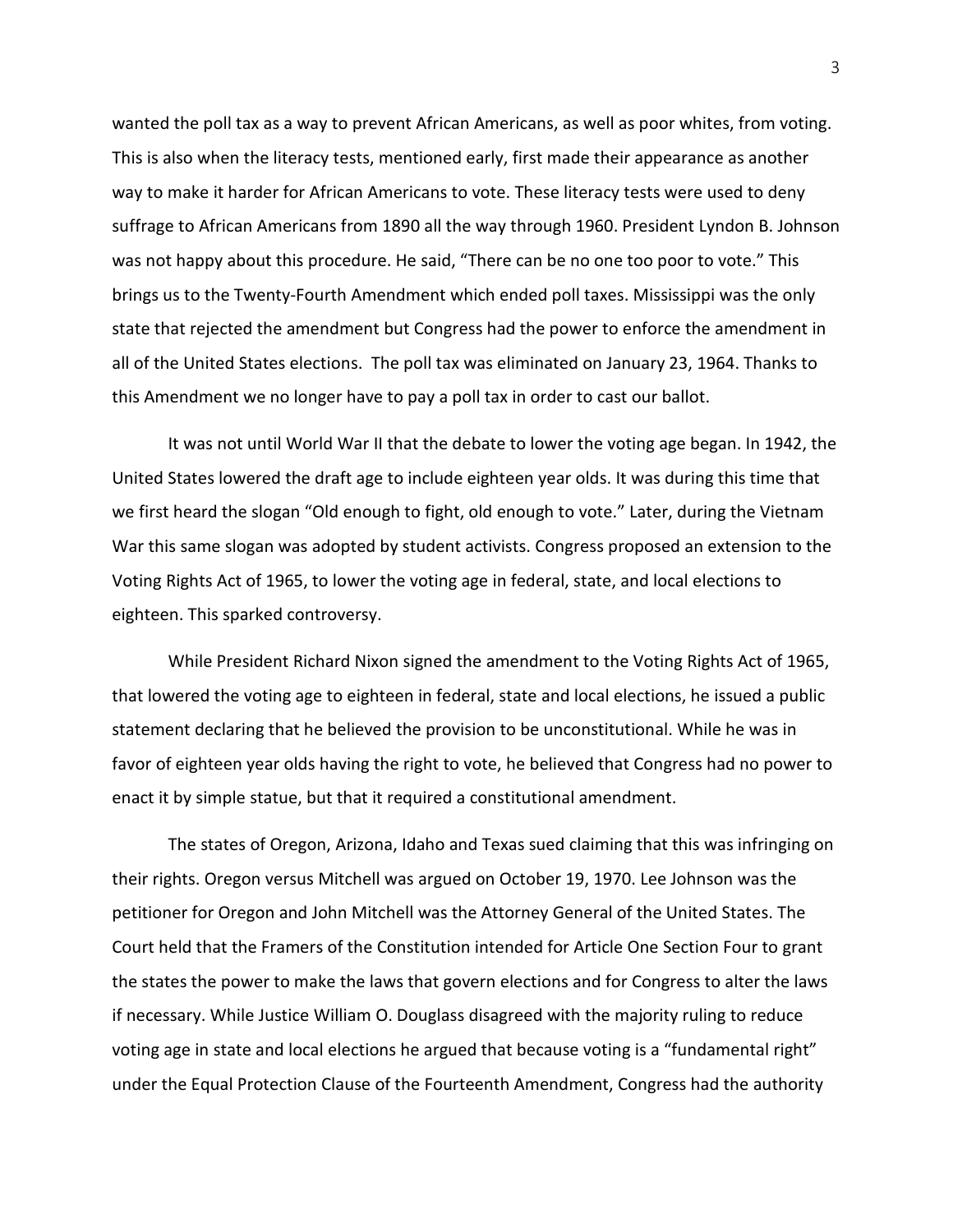wanted the poll tax as a way to prevent African Americans, as well as poor whites, from voting. This is also when the literacy tests, mentioned early, first made their appearance as another way to make it harder for African Americans to vote. These literacy tests were used to deny suffrage to African Americans from 1890 all the way through 1960. President Lyndon B. Johnson was not happy about this procedure. He said, "There can be no one too poor to vote." This brings us to the Twenty-Fourth Amendment which ended poll taxes. Mississippi was the only state that rejected the amendment but Congress had the power to enforce the amendment in all of the United States elections. The poll tax was eliminated on January 23, 1964. Thanks to this Amendment we no longer have to pay a poll tax in order to cast our ballot.

It was not until World War II that the debate to lower the voting age began. In 1942, the United States lowered the draft age to include eighteen year olds. It was during this time that we first heard the slogan "Old enough to fight, old enough to vote." Later, during the Vietnam War this same slogan was adopted by student activists. Congress proposed an extension to the Voting Rights Act of 1965, to lower the voting age in federal, state, and local elections to eighteen. This sparked controversy.

While President Richard Nixon signed the amendment to the Voting Rights Act of 1965, that lowered the voting age to eighteen in federal, state and local elections, he issued a public statement declaring that he believed the provision to be unconstitutional. While he was in favor of eighteen year olds having the right to vote, he believed that Congress had no power to enact it by simple statue, but that it required a constitutional amendment.

The states of Oregon, Arizona, Idaho and Texas sued claiming that this was infringing on their rights. Oregon versus Mitchell was argued on October 19, 1970. Lee Johnson was the petitioner for Oregon and John Mitchell was the Attorney General of the United States. The Court held that the Framers of the Constitution intended for Article One Section Four to grant the states the power to make the laws that govern elections and for Congress to alter the laws if necessary. While Justice William O. Douglass disagreed with the majority ruling to reduce voting age in state and local elections he argued that because voting is a "fundamental right" under the Equal Protection Clause of the Fourteenth Amendment, Congress had the authority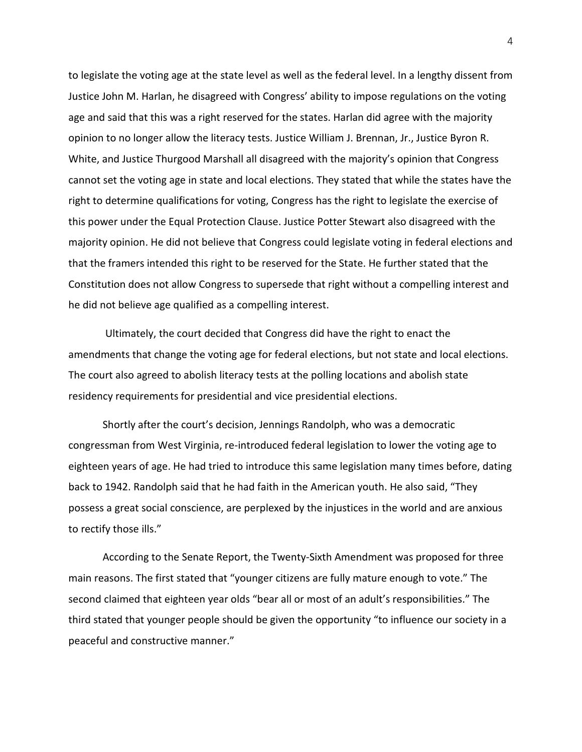to legislate the voting age at the state level as well as the federal level. In a lengthy dissent from Justice John M. Harlan, he disagreed with Congress' ability to impose regulations on the voting age and said that this was a right reserved for the states. Harlan did agree with the majority opinion to no longer allow the literacy tests. Justice William J. Brennan, Jr., Justice Byron R. White, and Justice Thurgood Marshall all disagreed with the majority's opinion that Congress cannot set the voting age in state and local elections. They stated that while the states have the right to determine qualifications for voting, Congress has the right to legislate the exercise of this power under the Equal Protection Clause. Justice Potter Stewart also disagreed with the majority opinion. He did not believe that Congress could legislate voting in federal elections and that the framers intended this right to be reserved for the State. He further stated that the Constitution does not allow Congress to supersede that right without a compelling interest and he did not believe age qualified as a compelling interest.

Ultimately, the court decided that Congress did have the right to enact the amendments that change the voting age for federal elections, but not state and local elections. The court also agreed to abolish literacy tests at the polling locations and abolish state residency requirements for presidential and vice presidential elections.

Shortly after the court's decision, Jennings Randolph, who was a democratic congressman from West Virginia, re-introduced federal legislation to lower the voting age to eighteen years of age. He had tried to introduce this same legislation many times before, dating back to 1942. Randolph said that he had faith in the American youth. He also said, "They possess a great social conscience, are perplexed by the injustices in the world and are anxious to rectify those ills."

According to the Senate Report, the Twenty-Sixth Amendment was proposed for three main reasons. The first stated that "younger citizens are fully mature enough to vote." The second claimed that eighteen year olds "bear all or most of an adult's responsibilities." The third stated that younger people should be given the opportunity "to influence our society in a peaceful and constructive manner."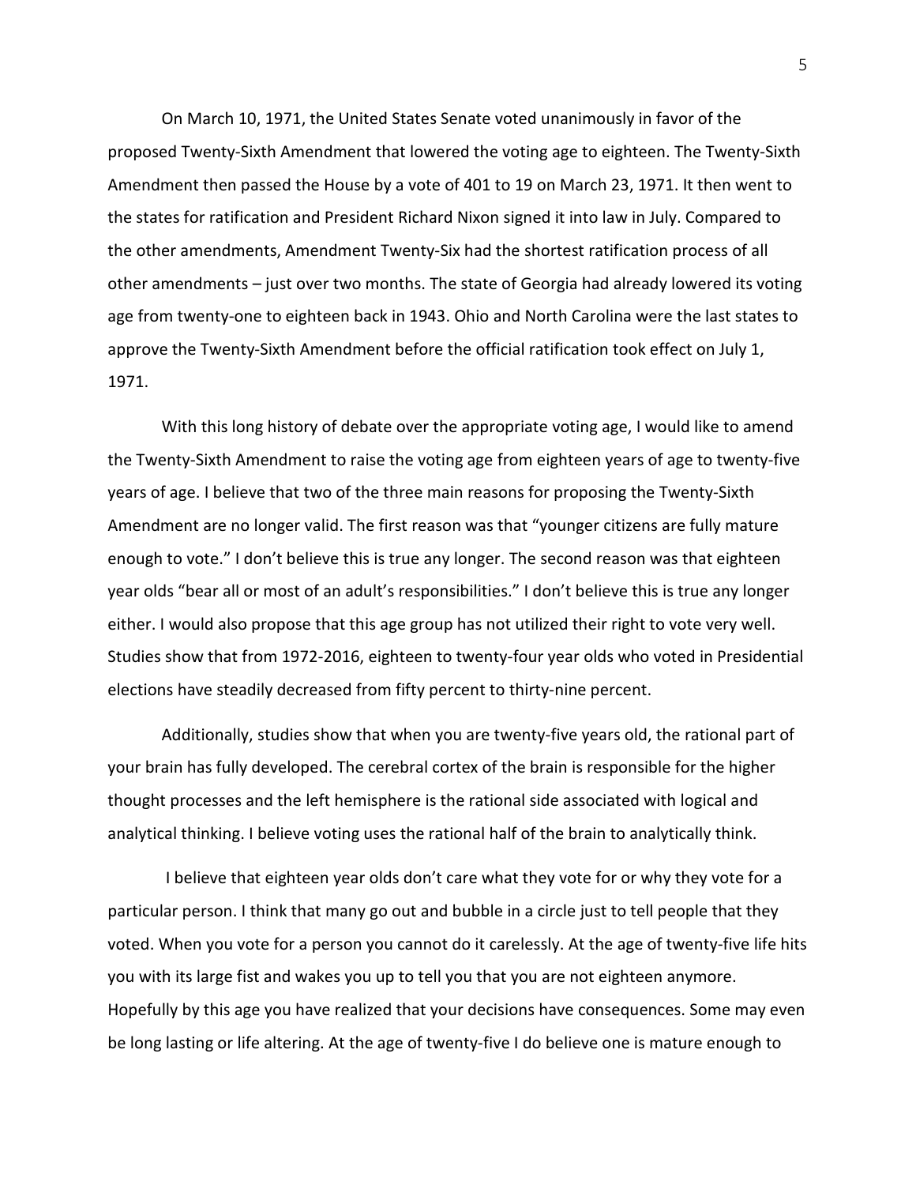On March 10, 1971, the United States Senate voted unanimously in favor of the proposed Twenty-Sixth Amendment that lowered the voting age to eighteen. The Twenty-Sixth Amendment then passed the House by a vote of 401 to 19 on March 23, 1971. It then went to the states for ratification and President Richard Nixon signed it into law in July. Compared to the other amendments, Amendment Twenty-Six had the shortest ratification process of all other amendments – just over two months. The state of Georgia had already lowered its voting age from twenty-one to eighteen back in 1943. Ohio and North Carolina were the last states to approve the Twenty-Sixth Amendment before the official ratification took effect on July 1, 1971.

With this long history of debate over the appropriate voting age, I would like to amend the Twenty-Sixth Amendment to raise the voting age from eighteen years of age to twenty-five years of age. I believe that two of the three main reasons for proposing the Twenty-Sixth Amendment are no longer valid. The first reason was that "younger citizens are fully mature enough to vote." I don't believe this is true any longer. The second reason was that eighteen year olds "bear all or most of an adult's responsibilities." I don't believe this is true any longer either. I would also propose that this age group has not utilized their right to vote very well. Studies show that from 1972-2016, eighteen to twenty-four year olds who voted in Presidential elections have steadily decreased from fifty percent to thirty-nine percent.

Additionally, studies show that when you are twenty-five years old, the rational part of your brain has fully developed. The cerebral cortex of the brain is responsible for the higher thought processes and the left hemisphere is the rational side associated with logical and analytical thinking. I believe voting uses the rational half of the brain to analytically think.

I believe that eighteen year olds don't care what they vote for or why they vote for a particular person. I think that many go out and bubble in a circle just to tell people that they voted. When you vote for a person you cannot do it carelessly. At the age of twenty-five life hits you with its large fist and wakes you up to tell you that you are not eighteen anymore. Hopefully by this age you have realized that your decisions have consequences. Some may even be long lasting or life altering. At the age of twenty-five I do believe one is mature enough to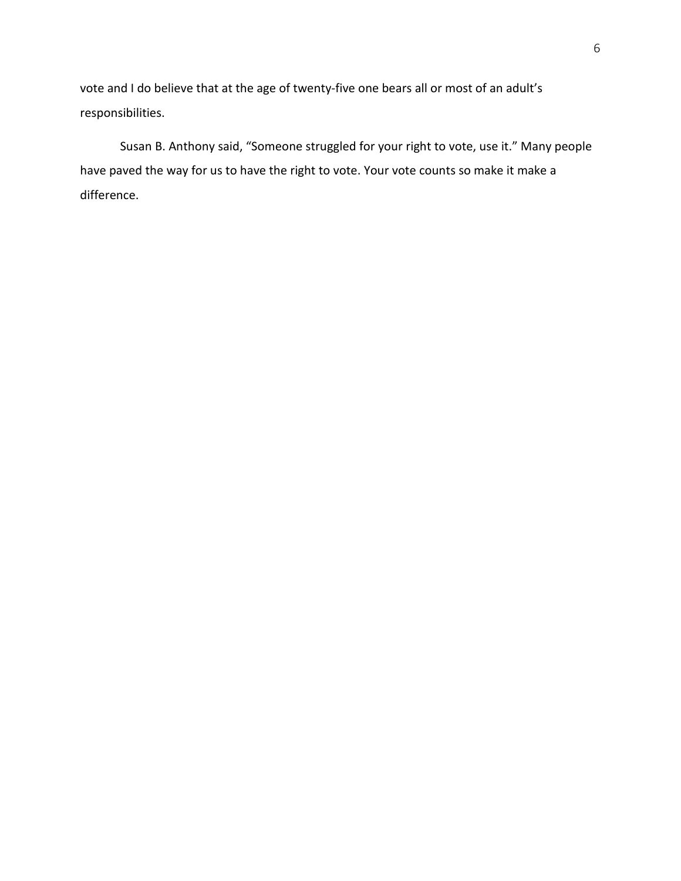vote and I do believe that at the age of twenty-five one bears all or most of an adult's responsibilities.

Susan B. Anthony said, "Someone struggled for your right to vote, use it." Many people have paved the way for us to have the right to vote. Your vote counts so make it make a difference.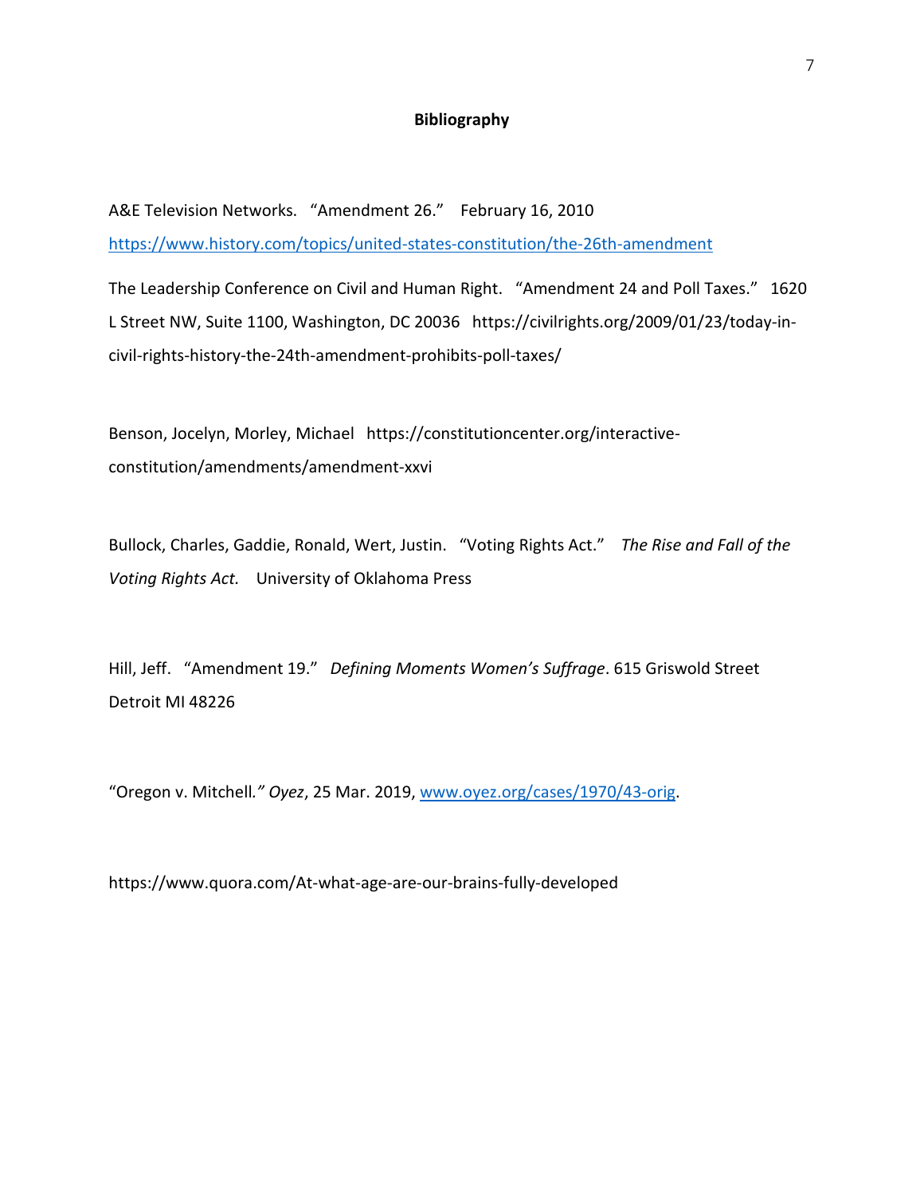**Bibliography**

A&E Television Networks. "Amendment 26." February 16, 2010 https://www.history.com/topics/united-states-constitution/the-26th-amendment

The Leadership Conference on Civil and Human Right. "Amendment 24 and Poll Taxes." 1620 L Street NW, Suite 1100, Washington, DC 20036 https://civilrights.org/2009/01/23/today-in-civil-rights-history-the-24th-amendment-prohibits-poll-taxes/

Benson, Jocelyn, Morley, Michael https://constitutioncenter.org/interactive-constitution/amendments/amendment-xxvi

Bullock, Charles, Gaddie, Ronald, Wert, Justin. "Voting Rights Act." *The Rise and Fall of the Voting Rights Act.* University of Oklahoma Press

Hill, Jeff. "Amendment 19." *Defining Moments Women's Suffrage*. 615 Griswold Street Detroit MI 48226

"Oregon v. Mitchell." *Oyez*, 25 Mar. 2019, www.oyez.org/cases/1970/43-orig.

https://www.quora.com/At-what-age-are-our-brains-fully-developed